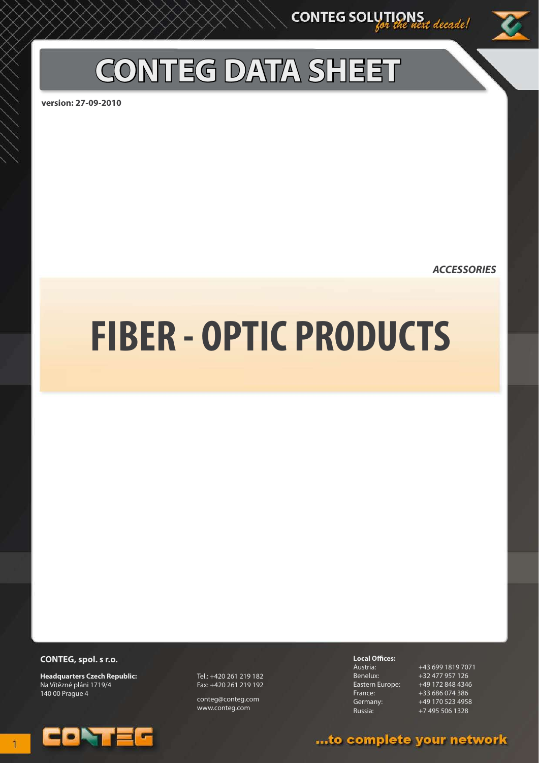CONTEG SOLUTIONS *for the next decade!*

# CONTEG DATA SHEET

**version: 27-09-2010**

***ACCESSORIES***

# FIBER - OPTIC PRODUCTS

**CONTEG, spol. s r.o.**

**Headquarters Czech Republic:**
Na Vítězné pláni 1719/4
140 00 Prague 4

Tel.: +420 261 219 182
Fax: +420 261 219 192

conteg@conteg.com
www.conteg.com

**Local Offices:**

| | |
|---|---|
| Austria: | +43 699 1819 7071 |
| Benelux: | +32 477 957 126 |
| Eastern Europe: | +49 172 848 4346 |
| France: | +33 686 074 386 |
| Germany: | +49 170 523 4958 |
| Russia: | +7 495 506 1328 |

...to complete your network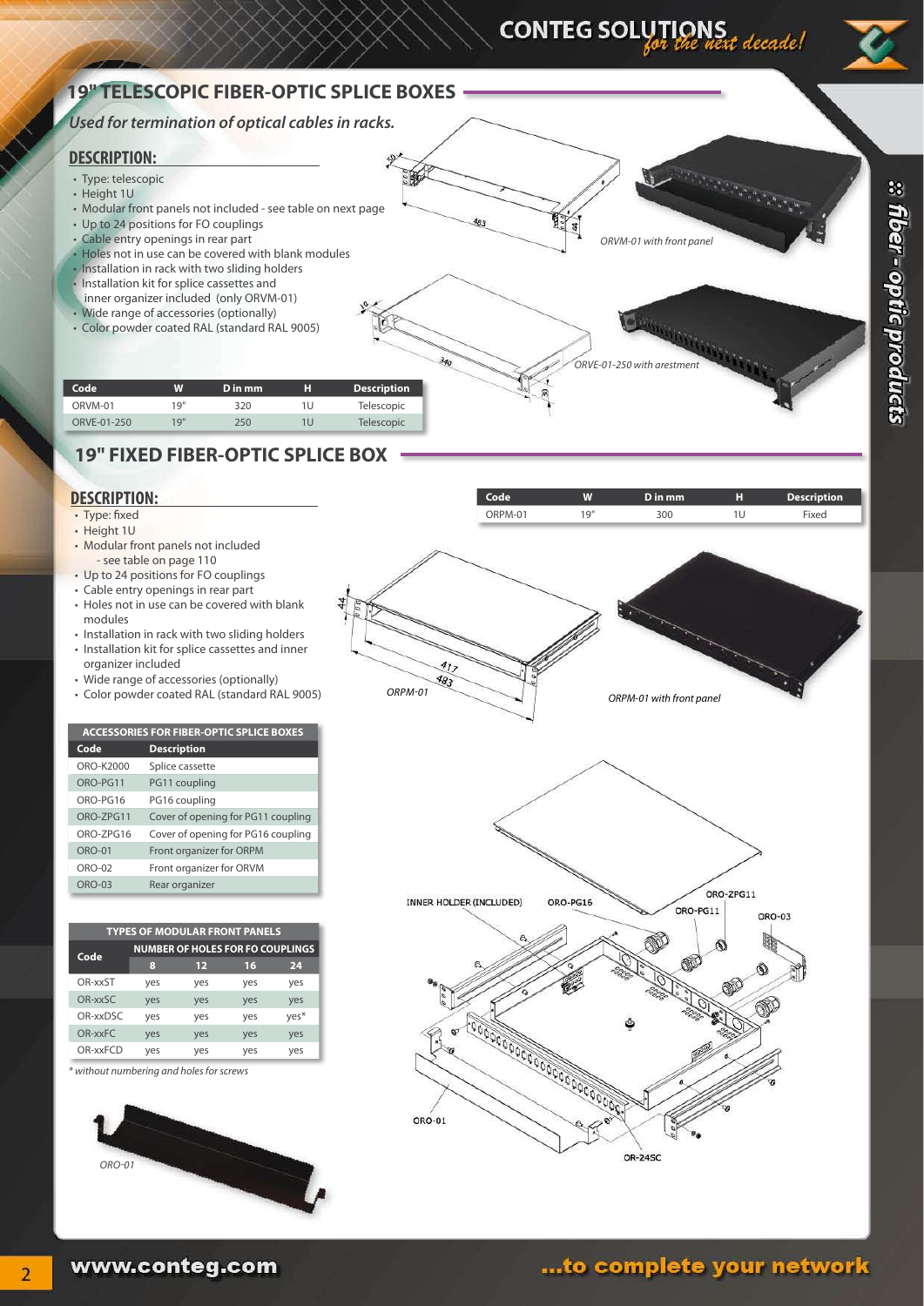## 19" TELESCOPIC FIBER-OPTIC SPLICE BOXES

*Used for termination of optical cables in racks.*

### DESCRIPTION:

- Type: telescopic
- Height 1U
- Modular front panels not included - see table on next page
- Up to 24 positions for FO couplings
- Cable entry openings in rear part
- Holes not in use can be covered with blank modules
- Installation in rack with two sliding holders
- Installation kit for splice cassettes and inner organizer included (only ORVM-01)
- Wide range of accessories (optionally)
- Color powder coated RAL (standard RAL 9005)

*ORVM-01 with front panel*

*ORVE-01-250 with arestment*

| Code | W | D in mm | H | Description |
|---|---|---|---|---|
| ORVM-01 | 19" | 320 | 1U | Telescopic |
| ORVE-01-250 | 19" | 250 | 1U | Telescopic |

## 19" FIXED FIBER-OPTIC SPLICE BOX

### DESCRIPTION:

- Type: fixed
- Height 1U
- Modular front panels not included - see table on page 110
- Up to 24 positions for FO couplings
- Cable entry openings in rear part
- Holes not in use can be covered with blank modules
- Installation in rack with two sliding holders
- Installation kit for splice cassettes and inner organizer included
- Wide range of accessories (optionally)
- Color powder coated RAL (standard RAL 9005)

| Code | W | D in mm | H | Description |
|---|---|---|---|---|
| ORPM-01 | 19" | 300 | 1U | Fixed |

*ORPM-01*

*ORPM-01 with front panel*

| ACCESSORIES FOR FIBER-OPTIC SPLICE BOXES | |
|---|---|
| **Code** | **Description** |
| ORO-K2000 | Splice cassette |
| ORO-PG11 | PG11 coupling |
| ORO-PG16 | PG16 coupling |
| ORO-ZPG11 | Cover of opening for PG11 coupling |
| ORO-ZPG16 | Cover of opening for PG16 coupling |
| ORO-01 | Front organizer for ORPM |
| ORO-02 | Front organizer for ORVM |
| ORO-03 | Rear organizer |

| TYPES OF MODULAR FRONT PANELS | | | | |
|---|---|---|---|---|
| Code | NUMBER OF HOLES FOR FO COUPLINGS | | | |
| | 8 | 12 | 16 | 24 |
| OR-xxST | yes | yes | yes | yes |
| OR-xxSC | yes | yes | yes | yes |
| OR-xxDSC | yes | yes | yes | yes* |
| OR-xxFC | yes | yes | yes | yes |
| OR-xxFCD | yes | yes | yes | yes |

*\* without numbering and holes for screws*

*ORO-01*

INNER HOLDER (INCLUDED) ORO-PG16 ORO-PG11 ORO-ZPG11 ORO-03 ORO-01 OR-24SC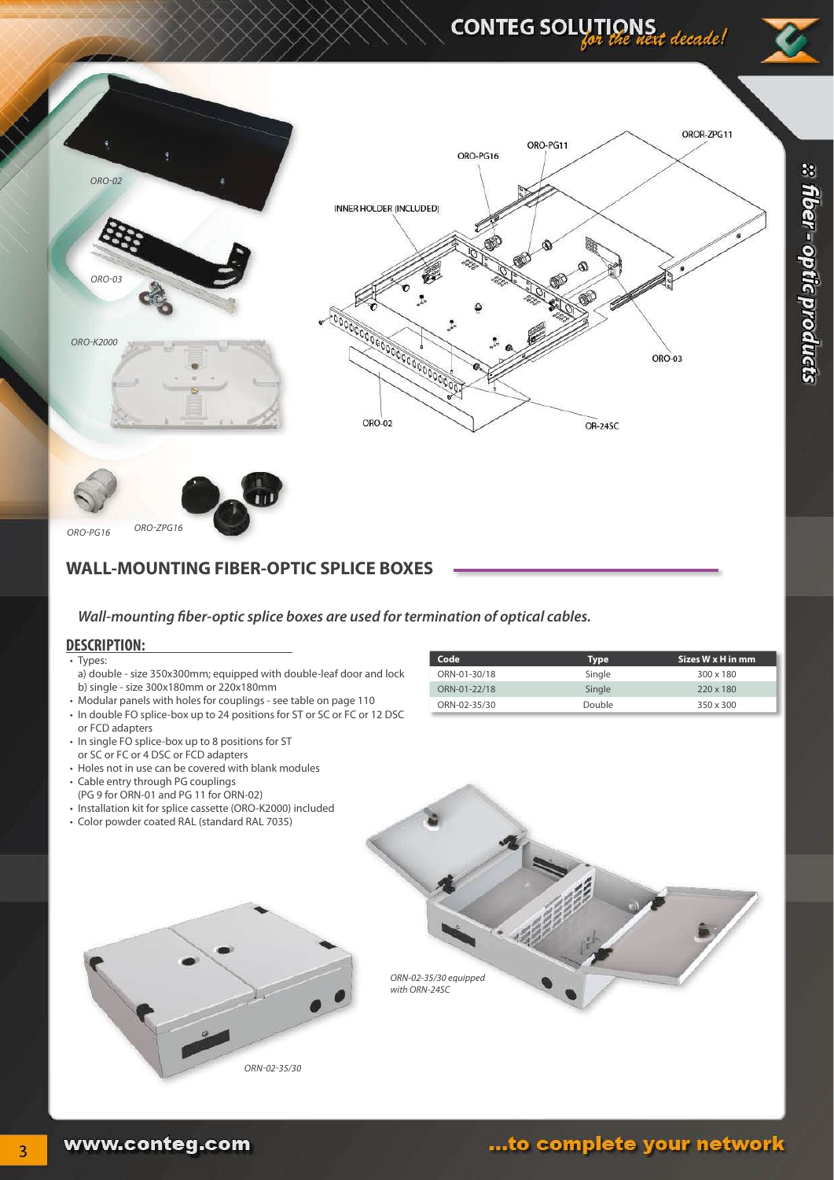ORO-02

ORO-03

ORO-K2000

ORO-PG16

ORO-ZPG16

ORO-PG16 ORO-PG11 OROR-ZPG11

INNER HOLDER (INCLUDED)

ORO-03

ORO-02

OR-24SC

## WALL-MOUNTING FIBER-OPTIC SPLICE BOXES

***Wall-mounting fiber-optic splice boxes are used for termination of optical cables.***

### DESCRIPTION:

- Types:
  a) double - size 350x300mm; equipped with double-leaf door and lock
  b) single - size 300x180mm or 220x180mm
- Modular panels with holes for couplings - see table on page 110
- In double FO splice-box up to 24 positions for ST or SC or FC or 12 DSC or FCD adapters
- In single FO splice-box up to 8 positions for ST or SC or FC or 4 DSC or FCD adapters
- Holes not in use can be covered with blank modules
- Cable entry through PG couplings (PG 9 for ORN-01 and PG 11 for ORN-02)
- Installation kit for splice cassette (ORO-K2000) included
- Color powder coated RAL (standard RAL 7035)

| Code | Type | Sizes W x H in mm |
|---|---|---|
| ORN-01-30/18 | Single | 300 x 180 |
| ORN-01-22/18 | Single | 220 x 180 |
| ORN-02-35/30 | Double | 350 x 300 |

*ORN-02-35/30 equipped with ORN-24SC*

*ORN-02-35/30*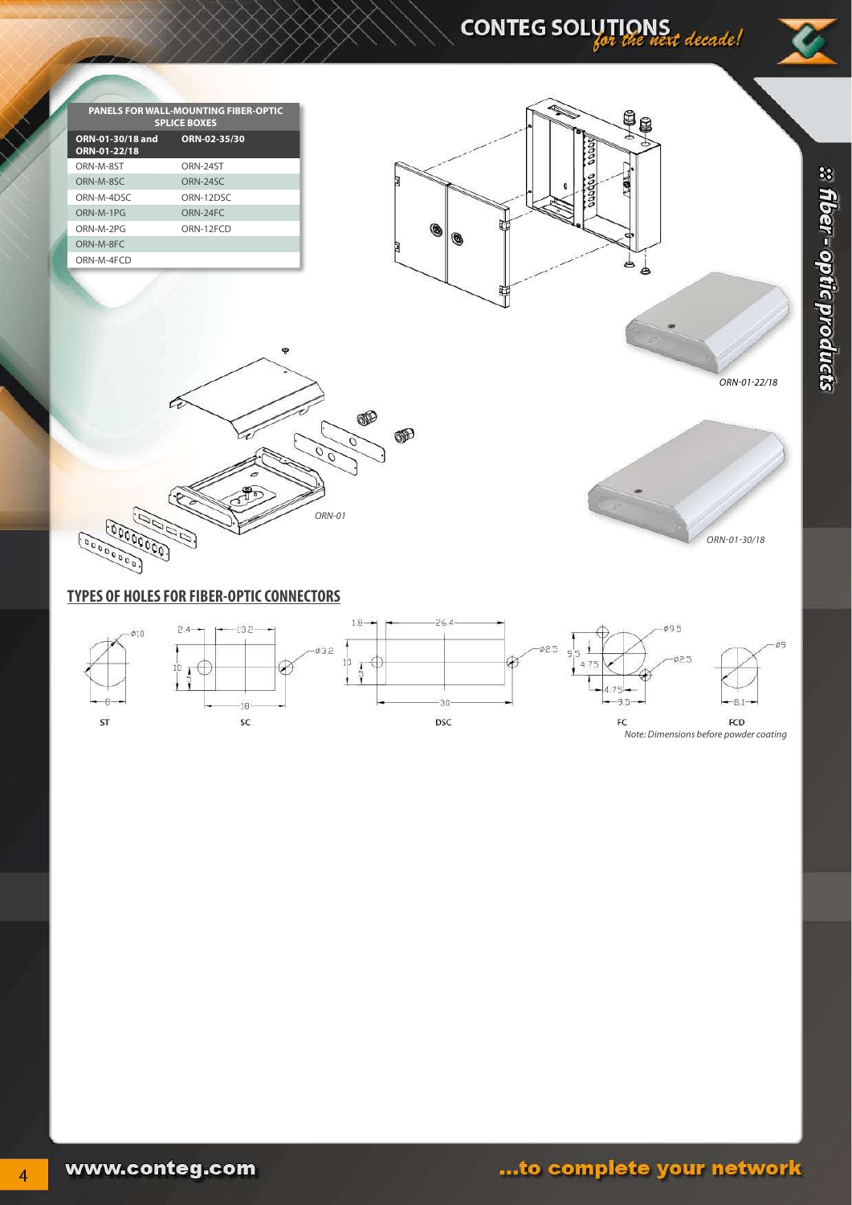| PANELS FOR WALL-MOUNTING FIBER-OPTIC SPLICE BOXES | |
| --- | --- |
| **ORN-01-30/18 and ORN-01-22/18** | **ORN-02-35/30** |
| ORN-M-8ST | ORN-24ST |
| ORN-M-8SC | ORN-24SC |
| ORN-M-4DSC | ORN-12DSC |
| ORN-M-1PG | ORN-24FC |
| ORN-M-2PG | ORN-12FCD |
| ORN-M-8FC | |
| ORN-M-4FCD | |

*ORN-01-22/18*

*ORN-01*

*ORN-01-30/18*

## TYPES OF HOLES FOR FIBER-OPTIC CONNECTORS

ST

SC

DSC

FC

FCD

*Note: Dimensions before powder coating*